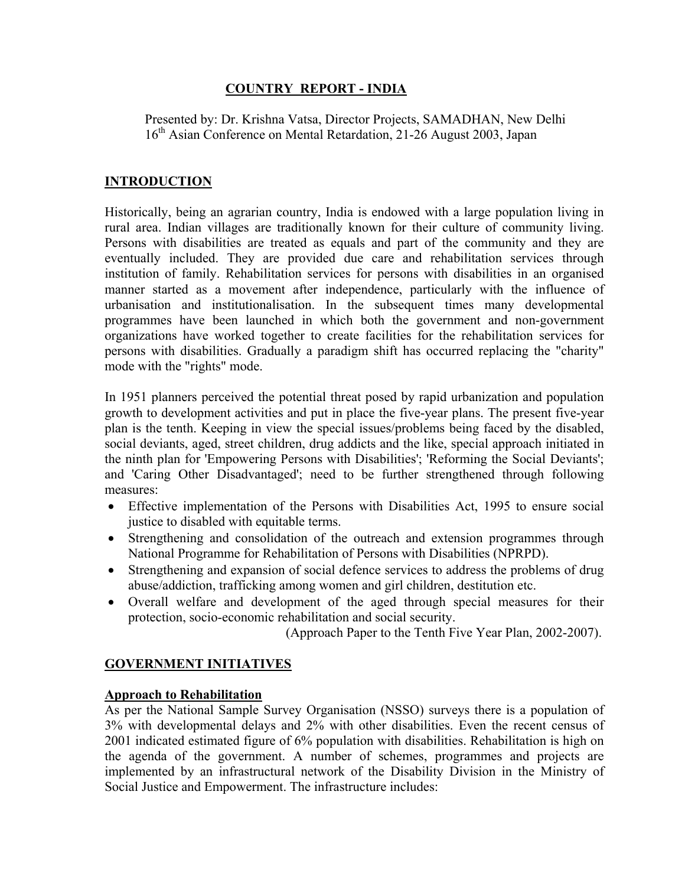# COUNTRY REPORT - INDIA

Presented by: Dr. Krishna Vatsa, Director Projects, SAMADHAN, New Delhi
16th Asian Conference on Mental Retardation, 21-26 August 2003, Japan

## INTRODUCTION

Historically, being an agrarian country, India is endowed with a large population living in rural area. Indian villages are traditionally known for their culture of community living. Persons with disabilities are treated as equals and part of the community and they are eventually included. They are provided due care and rehabilitation services through institution of family. Rehabilitation services for persons with disabilities in an organised manner started as a movement after independence, particularly with the influence of urbanisation and institutionalisation. In the subsequent times many developmental programmes have been launched in which both the government and non-government organizations have worked together to create facilities for the rehabilitation services for persons with disabilities. Gradually a paradigm shift has occurred replacing the "charity" mode with the "rights" mode.

In 1951 planners perceived the potential threat posed by rapid urbanization and population growth to development activities and put in place the five-year plans. The present five-year plan is the tenth. Keeping in view the special issues/problems being faced by the disabled, social deviants, aged, street children, drug addicts and the like, special approach initiated in the ninth plan for 'Empowering Persons with Disabilities'; 'Reforming the Social Deviants'; and 'Caring Other Disadvantaged'; need to be further strengthened through following measures:

- Effective implementation of the Persons with Disabilities Act, 1995 to ensure social justice to disabled with equitable terms.
- Strengthening and consolidation of the outreach and extension programmes through National Programme for Rehabilitation of Persons with Disabilities (NPRPD).
- Strengthening and expansion of social defence services to address the problems of drug abuse/addiction, trafficking among women and girl children, destitution etc.
- Overall welfare and development of the aged through special measures for their protection, socio-economic rehabilitation and social security.

(Approach Paper to the Tenth Five Year Plan, 2002-2007).

## GOVERNMENT INITIATIVES

### Approach to Rehabilitation

As per the National Sample Survey Organisation (NSSO) surveys there is a population of 3% with developmental delays and 2% with other disabilities. Even the recent census of 2001 indicated estimated figure of 6% population with disabilities. Rehabilitation is high on the agenda of the government. A number of schemes, programmes and projects are implemented by an infrastructural network of the Disability Division in the Ministry of Social Justice and Empowerment. The infrastructure includes: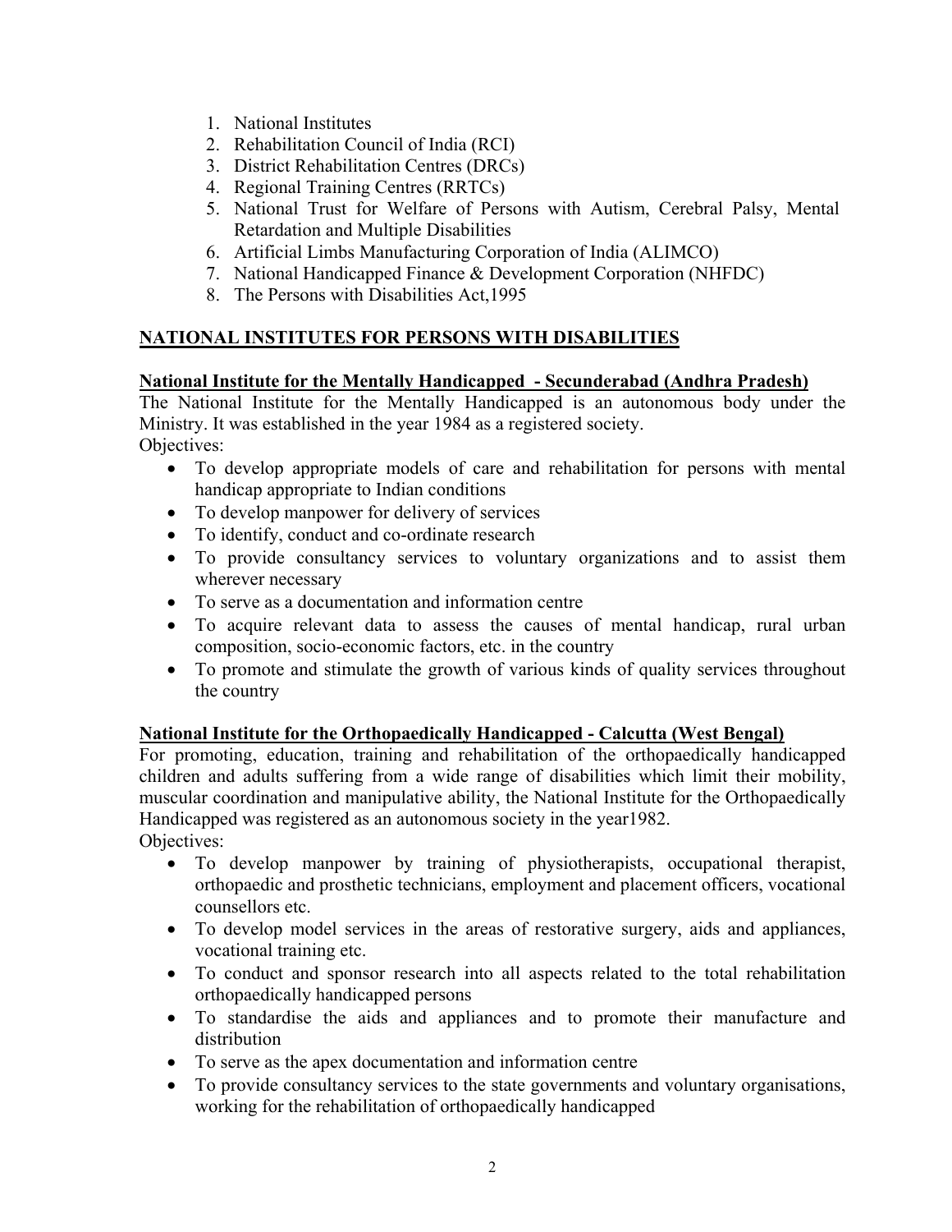1. National Institutes
2. Rehabilitation Council of India (RCI)
3. District Rehabilitation Centres (DRCs)
4. Regional Training Centres (RRTCs)
5. National Trust for Welfare of Persons with Autism, Cerebral Palsy, Mental Retardation and Multiple Disabilities
6. Artificial Limbs Manufacturing Corporation of India (ALIMCO)
7. National Handicapped Finance & Development Corporation (NHFDC)
8. The Persons with Disabilities Act,1995

## NATIONAL INSTITUTES FOR PERSONS WITH DISABILITIES

### National Institute for the Mentally Handicapped - Secunderabad (Andhra Pradesh)

The National Institute for the Mentally Handicapped is an autonomous body under the Ministry. It was established in the year 1984 as a registered society.

Objectives:

- To develop appropriate models of care and rehabilitation for persons with mental handicap appropriate to Indian conditions
- To develop manpower for delivery of services
- To identify, conduct and co-ordinate research
- To provide consultancy services to voluntary organizations and to assist them wherever necessary
- To serve as a documentation and information centre
- To acquire relevant data to assess the causes of mental handicap, rural urban composition, socio-economic factors, etc. in the country
- To promote and stimulate the growth of various kinds of quality services throughout the country

### National Institute for the Orthopaedically Handicapped - Calcutta (West Bengal)

For promoting, education, training and rehabilitation of the orthopaedically handicapped children and adults suffering from a wide range of disabilities which limit their mobility, muscular coordination and manipulative ability, the National Institute for the Orthopaedically Handicapped was registered as an autonomous society in the year1982.

Objectives:

- To develop manpower by training of physiotherapists, occupational therapist, orthopaedic and prosthetic technicians, employment and placement officers, vocational counsellors etc.
- To develop model services in the areas of restorative surgery, aids and appliances, vocational training etc.
- To conduct and sponsor research into all aspects related to the total rehabilitation orthopaedically handicapped persons
- To standardise the aids and appliances and to promote their manufacture and distribution
- To serve as the apex documentation and information centre
- To provide consultancy services to the state governments and voluntary organisations, working for the rehabilitation of orthopaedically handicapped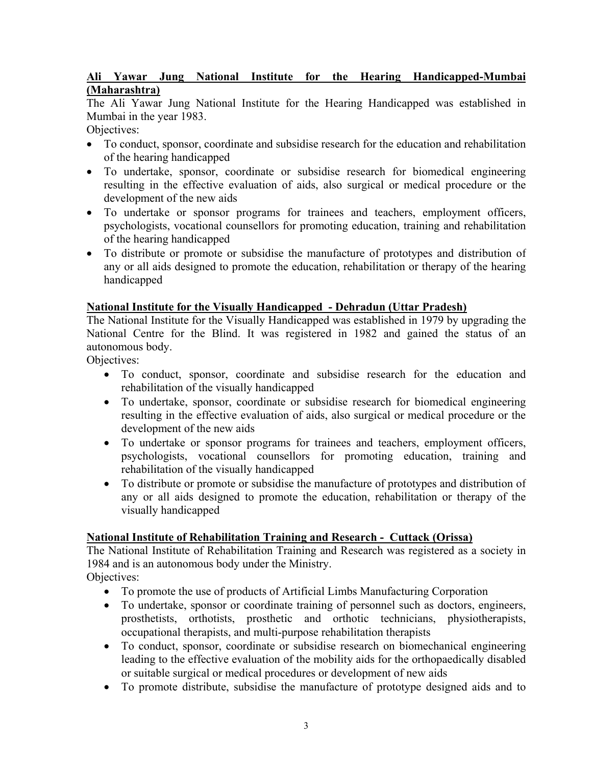**Ali Yawar Jung National Institute for the Hearing Handicapped-Mumbai (Maharashtra)**

The Ali Yawar Jung National Institute for the Hearing Handicapped was established in Mumbai in the year 1983.

Objectives:

- To conduct, sponsor, coordinate and subsidise research for the education and rehabilitation of the hearing handicapped
- To undertake, sponsor, coordinate or subsidise research for biomedical engineering resulting in the effective evaluation of aids, also surgical or medical procedure or the development of the new aids
- To undertake or sponsor programs for trainees and teachers, employment officers, psychologists, vocational counsellors for promoting education, training and rehabilitation of the hearing handicapped
- To distribute or promote or subsidise the manufacture of prototypes and distribution of any or all aids designed to promote the education, rehabilitation or therapy of the hearing handicapped

**National Institute for the Visually Handicapped - Dehradun (Uttar Pradesh)**

The National Institute for the Visually Handicapped was established in 1979 by upgrading the National Centre for the Blind. It was registered in 1982 and gained the status of an autonomous body.

Objectives:

- To conduct, sponsor, coordinate and subsidise research for the education and rehabilitation of the visually handicapped
- To undertake, sponsor, coordinate or subsidise research for biomedical engineering resulting in the effective evaluation of aids, also surgical or medical procedure or the development of the new aids
- To undertake or sponsor programs for trainees and teachers, employment officers, psychologists, vocational counsellors for promoting education, training and rehabilitation of the visually handicapped
- To distribute or promote or subsidise the manufacture of prototypes and distribution of any or all aids designed to promote the education, rehabilitation or therapy of the visually handicapped

**National Institute of Rehabilitation Training and Research - Cuttack (Orissa)**

The National Institute of Rehabilitation Training and Research was registered as a society in 1984 and is an autonomous body under the Ministry.

Objectives:

- To promote the use of products of Artificial Limbs Manufacturing Corporation
- To undertake, sponsor or coordinate training of personnel such as doctors, engineers, prosthetists, orthotists, prosthetic and orthotic technicians, physiotherapists, occupational therapists, and multi-purpose rehabilitation therapists
- To conduct, sponsor, coordinate or subsidise research on biomechanical engineering leading to the effective evaluation of the mobility aids for the orthopaedically disabled or suitable surgical or medical procedures or development of new aids
- To promote distribute, subsidise the manufacture of prototype designed aids and to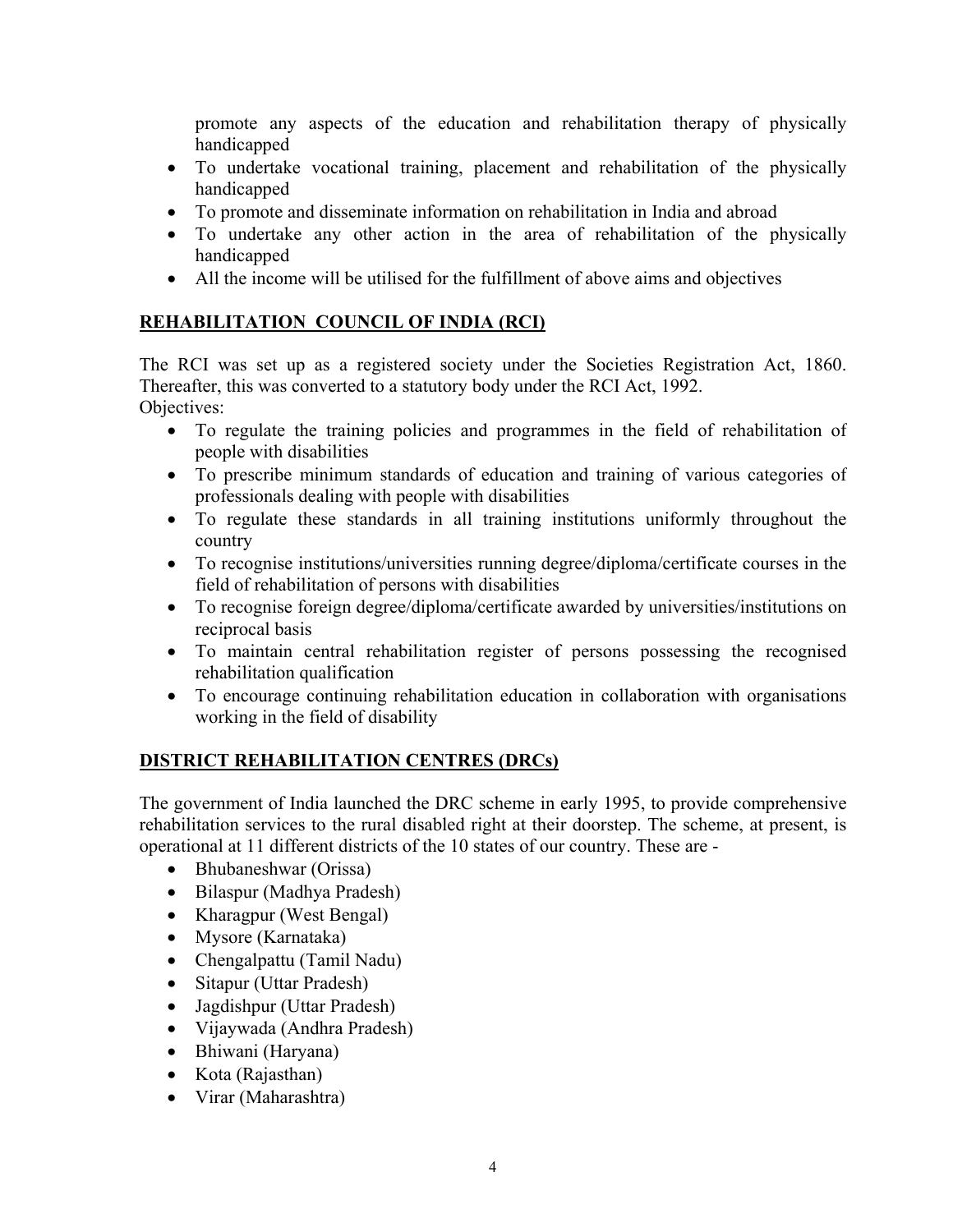promote any aspects of the education and rehabilitation therapy of physically handicapped

- To undertake vocational training, placement and rehabilitation of the physically handicapped
- To promote and disseminate information on rehabilitation in India and abroad
- To undertake any other action in the area of rehabilitation of the physically handicapped
- All the income will be utilised for the fulfillment of above aims and objectives

## REHABILITATION COUNCIL OF INDIA (RCI)

The RCI was set up as a registered society under the Societies Registration Act, 1860. Thereafter, this was converted to a statutory body under the RCI Act, 1992.

Objectives:

- To regulate the training policies and programmes in the field of rehabilitation of people with disabilities
- To prescribe minimum standards of education and training of various categories of professionals dealing with people with disabilities
- To regulate these standards in all training institutions uniformly throughout the country
- To recognise institutions/universities running degree/diploma/certificate courses in the field of rehabilitation of persons with disabilities
- To recognise foreign degree/diploma/certificate awarded by universities/institutions on reciprocal basis
- To maintain central rehabilitation register of persons possessing the recognised rehabilitation qualification
- To encourage continuing rehabilitation education in collaboration with organisations working in the field of disability

## DISTRICT REHABILITATION CENTRES (DRCs)

The government of India launched the DRC scheme in early 1995, to provide comprehensive rehabilitation services to the rural disabled right at their doorstep. The scheme, at present, is operational at 11 different districts of the 10 states of our country. These are -

- Bhubaneshwar (Orissa)
- Bilaspur (Madhya Pradesh)
- Kharagpur (West Bengal)
- Mysore (Karnataka)
- Chengalpattu (Tamil Nadu)
- Sitapur (Uttar Pradesh)
- Jagdishpur (Uttar Pradesh)
- Vijaywada (Andhra Pradesh)
- Bhiwani (Haryana)
- Kota (Rajasthan)
- Virar (Maharashtra)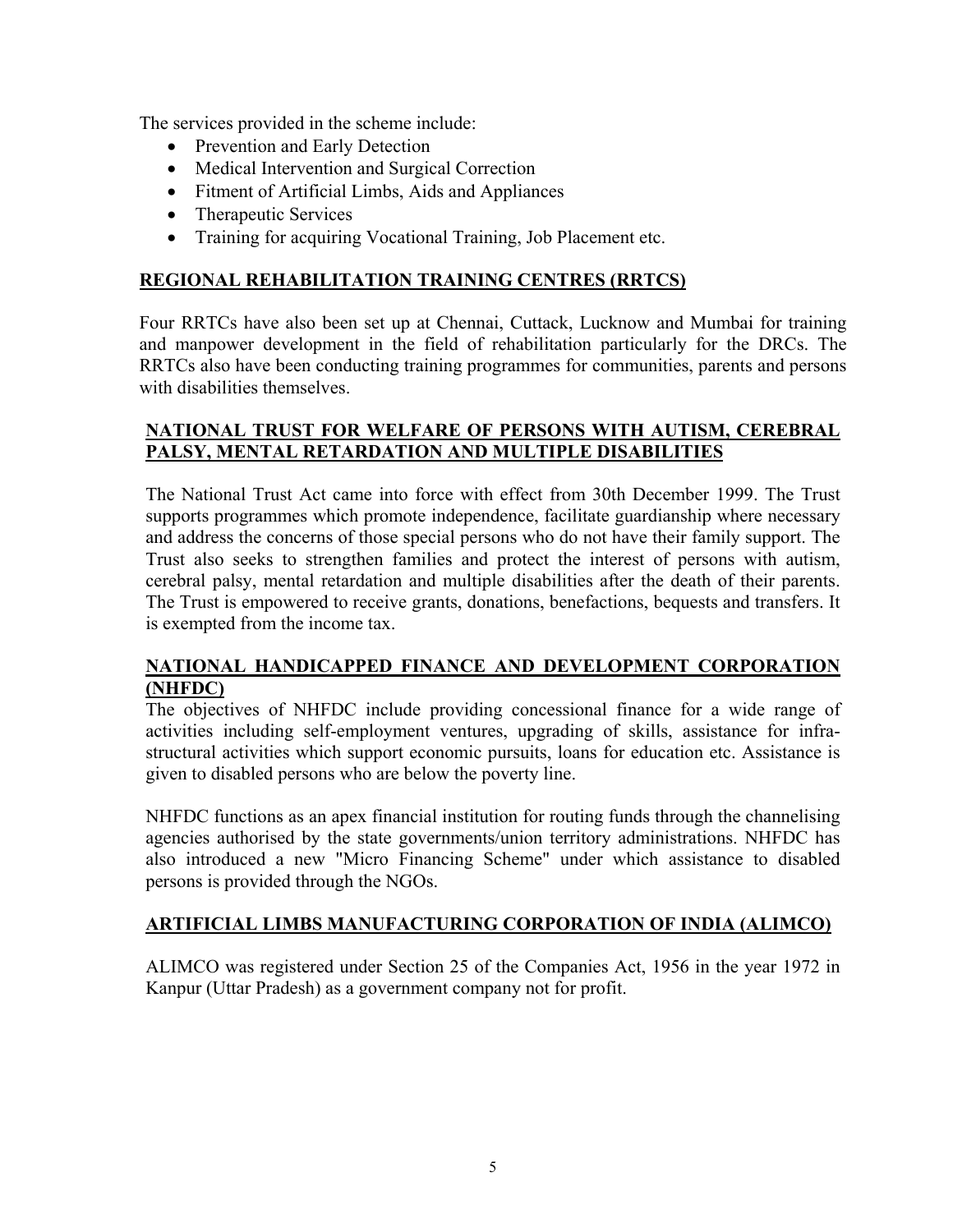The services provided in the scheme include:

- Prevention and Early Detection
- Medical Intervention and Surgical Correction
- Fitment of Artificial Limbs, Aids and Appliances
- Therapeutic Services
- Training for acquiring Vocational Training, Job Placement etc.

## REGIONAL REHABILITATION TRAINING CENTRES (RRTCS)

Four RRTCs have also been set up at Chennai, Cuttack, Lucknow and Mumbai for training and manpower development in the field of rehabilitation particularly for the DRCs. The RRTCs also have been conducting training programmes for communities, parents and persons with disabilities themselves.

## NATIONAL TRUST FOR WELFARE OF PERSONS WITH AUTISM, CEREBRAL PALSY, MENTAL RETARDATION AND MULTIPLE DISABILITIES

The National Trust Act came into force with effect from 30th December 1999. The Trust supports programmes which promote independence, facilitate guardianship where necessary and address the concerns of those special persons who do not have their family support. The Trust also seeks to strengthen families and protect the interest of persons with autism, cerebral palsy, mental retardation and multiple disabilities after the death of their parents. The Trust is empowered to receive grants, donations, benefactions, bequests and transfers. It is exempted from the income tax.

## NATIONAL HANDICAPPED FINANCE AND DEVELOPMENT CORPORATION (NHFDC)

The objectives of NHFDC include providing concessional finance for a wide range of activities including self-employment ventures, upgrading of skills, assistance for infra-structural activities which support economic pursuits, loans for education etc. Assistance is given to disabled persons who are below the poverty line.

NHFDC functions as an apex financial institution for routing funds through the channelising agencies authorised by the state governments/union territory administrations. NHFDC has also introduced a new "Micro Financing Scheme" under which assistance to disabled persons is provided through the NGOs.

## ARTIFICIAL LIMBS MANUFACTURING CORPORATION OF INDIA (ALIMCO)

ALIMCO was registered under Section 25 of the Companies Act, 1956 in the year 1972 in Kanpur (Uttar Pradesh) as a government company not for profit.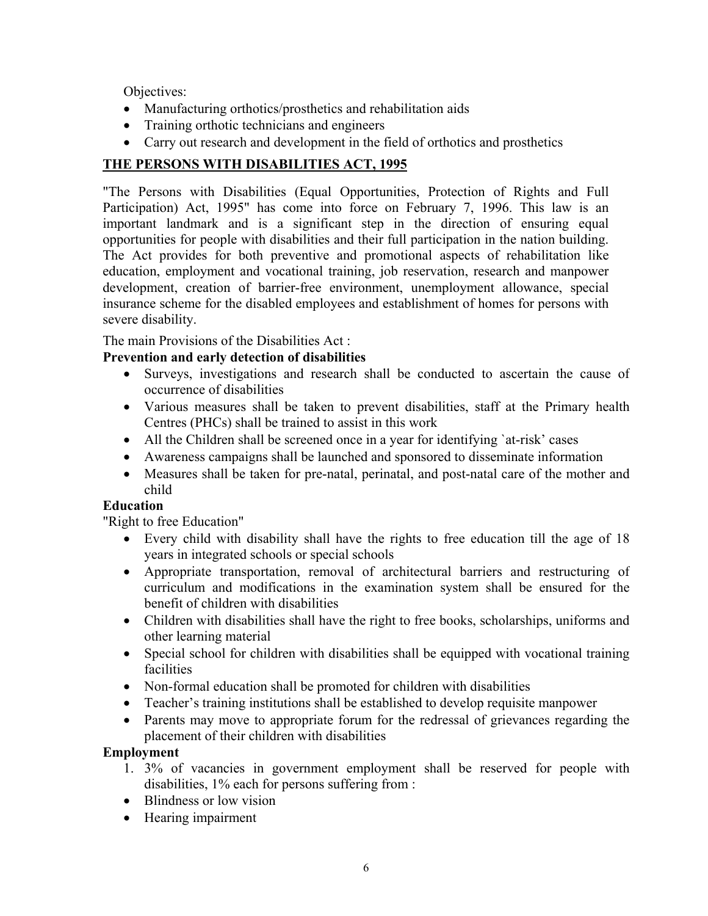Objectives:

- Manufacturing orthotics/prosthetics and rehabilitation aids
- Training orthotic technicians and engineers
- Carry out research and development in the field of orthotics and prosthetics

## THE PERSONS WITH DISABILITIES ACT, 1995

"The Persons with Disabilities (Equal Opportunities, Protection of Rights and Full Participation) Act, 1995" has come into force on February 7, 1996. This law is an important landmark and is a significant step in the direction of ensuring equal opportunities for people with disabilities and their full participation in the nation building. The Act provides for both preventive and promotional aspects of rehabilitation like education, employment and vocational training, job reservation, research and manpower development, creation of barrier-free environment, unemployment allowance, special insurance scheme for the disabled employees and establishment of homes for persons with severe disability.

The main Provisions of the Disabilities Act :

**Prevention and early detection of disabilities**

- Surveys, investigations and research shall be conducted to ascertain the cause of occurrence of disabilities
- Various measures shall be taken to prevent disabilities, staff at the Primary health Centres (PHCs) shall be trained to assist in this work
- All the Children shall be screened once in a year for identifying `at-risk' cases
- Awareness campaigns shall be launched and sponsored to disseminate information
- Measures shall be taken for pre-natal, perinatal, and post-natal care of the mother and child

**Education**

"Right to free Education"

- Every child with disability shall have the rights to free education till the age of 18 years in integrated schools or special schools
- Appropriate transportation, removal of architectural barriers and restructuring of curriculum and modifications in the examination system shall be ensured for the benefit of children with disabilities
- Children with disabilities shall have the right to free books, scholarships, uniforms and other learning material
- Special school for children with disabilities shall be equipped with vocational training facilities
- Non-formal education shall be promoted for children with disabilities
- Teacher's training institutions shall be established to develop requisite manpower
- Parents may move to appropriate forum for the redressal of grievances regarding the placement of their children with disabilities

**Employment**

1. 3% of vacancies in government employment shall be reserved for people with disabilities, 1% each for persons suffering from :

- Blindness or low vision
- Hearing impairment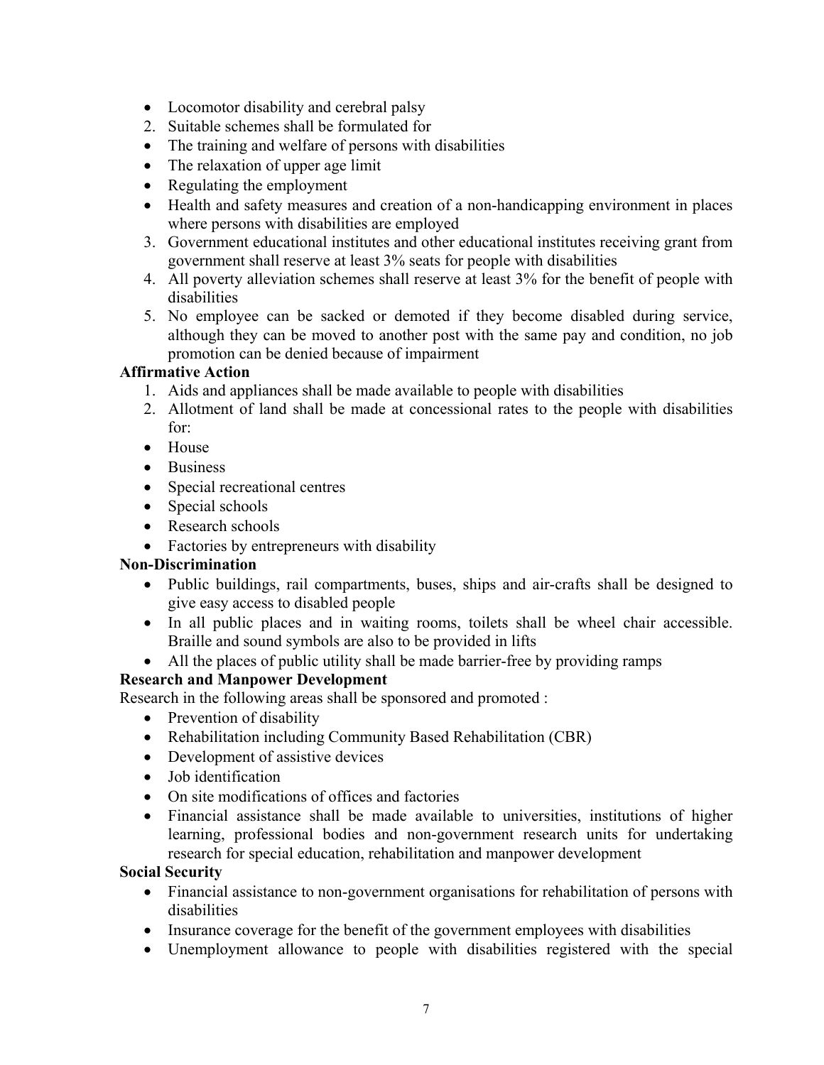- Locomotor disability and cerebral palsy

2. Suitable schemes shall be formulated for

- The training and welfare of persons with disabilities
- The relaxation of upper age limit
- Regulating the employment
- Health and safety measures and creation of a non-handicapping environment in places where persons with disabilities are employed

3. Government educational institutes and other educational institutes receiving grant from government shall reserve at least 3% seats for people with disabilities
4. All poverty alleviation schemes shall reserve at least 3% for the benefit of people with disabilities
5. No employee can be sacked or demoted if they become disabled during service, although they can be moved to another post with the same pay and condition, no job promotion can be denied because of impairment

**Affirmative Action**

1. Aids and appliances shall be made available to people with disabilities
2. Allotment of land shall be made at concessional rates to the people with disabilities for:

- House
- Business
- Special recreational centres
- Special schools
- Research schools
- Factories by entrepreneurs with disability

**Non-Discrimination**

- Public buildings, rail compartments, buses, ships and air-crafts shall be designed to give easy access to disabled people
- In all public places and in waiting rooms, toilets shall be wheel chair accessible. Braille and sound symbols are also to be provided in lifts
- All the places of public utility shall be made barrier-free by providing ramps

**Research and Manpower Development**

Research in the following areas shall be sponsored and promoted :

- Prevention of disability
- Rehabilitation including Community Based Rehabilitation (CBR)
- Development of assistive devices
- Job identification
- On site modifications of offices and factories
- Financial assistance shall be made available to universities, institutions of higher learning, professional bodies and non-government research units for undertaking research for special education, rehabilitation and manpower development

**Social Security**

- Financial assistance to non-government organisations for rehabilitation of persons with disabilities
- Insurance coverage for the benefit of the government employees with disabilities
- Unemployment allowance to people with disabilities registered with the special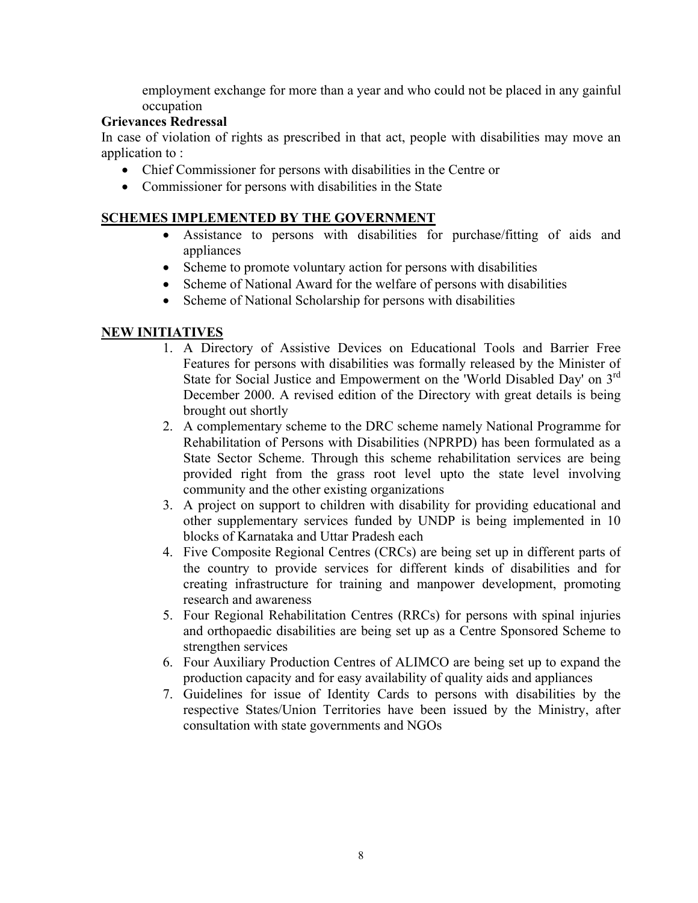employment exchange for more than a year and who could not be placed in any gainful occupation

**Grievances Redressal**

In case of violation of rights as prescribed in that act, people with disabilities may move an application to :

- Chief Commissioner for persons with disabilities in the Centre or
- Commissioner for persons with disabilities in the State

## SCHEMES IMPLEMENTED BY THE GOVERNMENT

- Assistance to persons with disabilities for purchase/fitting of aids and appliances
- Scheme to promote voluntary action for persons with disabilities
- Scheme of National Award for the welfare of persons with disabilities
- Scheme of National Scholarship for persons with disabilities

## NEW INITIATIVES

1. A Directory of Assistive Devices on Educational Tools and Barrier Free Features for persons with disabilities was formally released by the Minister of State for Social Justice and Empowerment on the 'World Disabled Day' on 3rd December 2000. A revised edition of the Directory with great details is being brought out shortly
2. A complementary scheme to the DRC scheme namely National Programme for Rehabilitation of Persons with Disabilities (NPRPD) has been formulated as a State Sector Scheme. Through this scheme rehabilitation services are being provided right from the grass root level upto the state level involving community and the other existing organizations
3. A project on support to children with disability for providing educational and other supplementary services funded by UNDP is being implemented in 10 blocks of Karnataka and Uttar Pradesh each
4. Five Composite Regional Centres (CRCs) are being set up in different parts of the country to provide services for different kinds of disabilities and for creating infrastructure for training and manpower development, promoting research and awareness
5. Four Regional Rehabilitation Centres (RRCs) for persons with spinal injuries and orthopaedic disabilities are being set up as a Centre Sponsored Scheme to strengthen services
6. Four Auxiliary Production Centres of ALIMCO are being set up to expand the production capacity and for easy availability of quality aids and appliances
7. Guidelines for issue of Identity Cards to persons with disabilities by the respective States/Union Territories have been issued by the Ministry, after consultation with state governments and NGOs